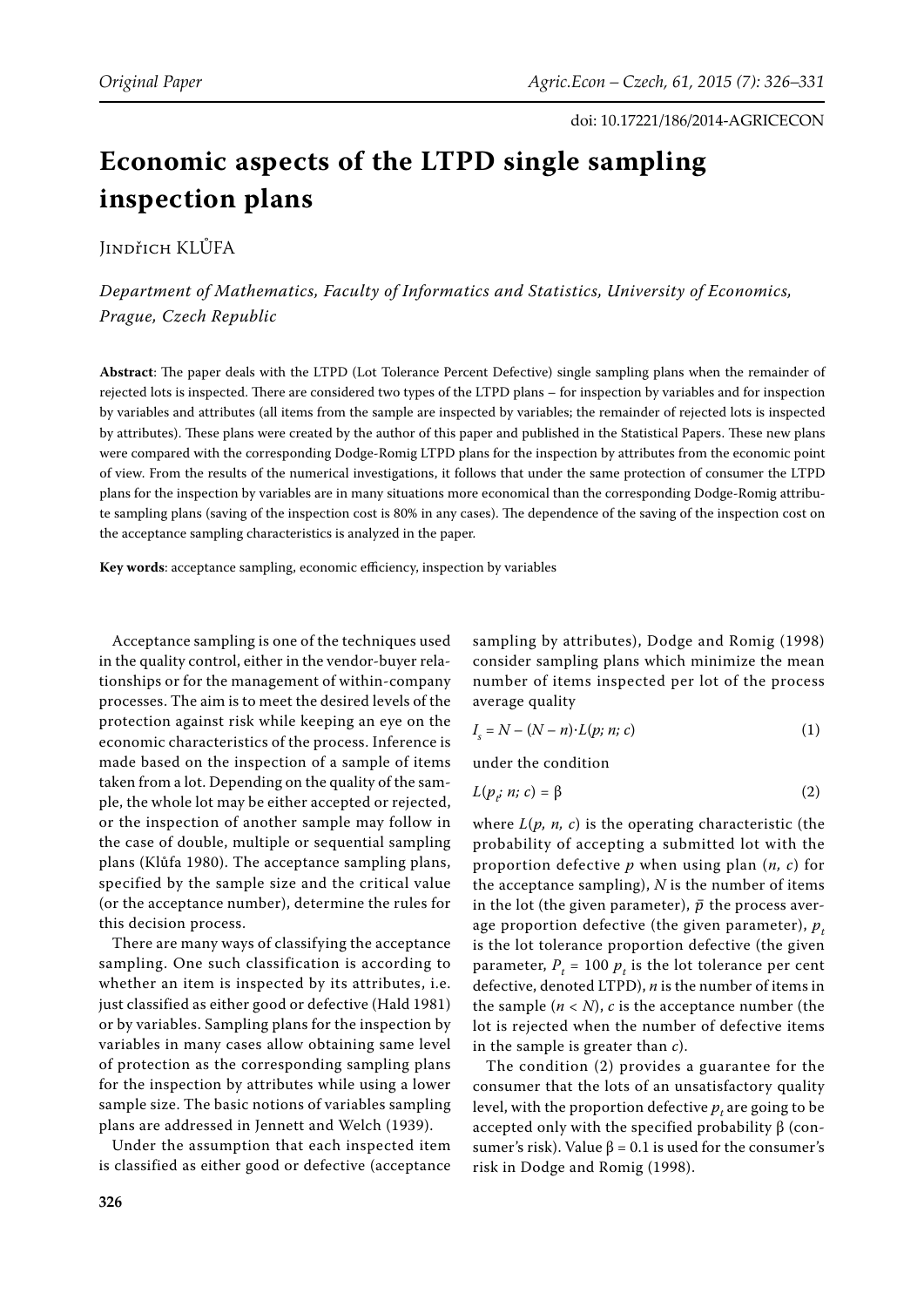# Economic aspects of the LTPD single sampling inspection plans

Jindřich KLŮFA

*Department of Mathematics, Faculty of Informatics and Statistics, University of Economics, Prague, Czech Republic*

**Abstract**: The paper deals with the LTPD (Lot Tolerance Percent Defective) single sampling plans when the remainder of rejected lots is inspected. There are considered two types of the LTPD plans – for inspection by variables and for inspection by variables and attributes (all items from the sample are inspected by variables; the remainder of rejected lots is inspected by attributes). These plans were created by the author of this paper and published in the Statistical Papers. These new plans were compared with the corresponding Dodge-Romig LTPD plans for the inspection by attributes from the economic point of view. From the results of the numerical investigations, it follows that under the same protection of consumer the LTPD plans for the inspection by variables are in many situations more economical than the corresponding Dodge-Romig attribute sampling plans (saving of the inspection cost is 80% in any cases). The dependence of the saving of the inspection cost on the acceptance sampling characteristics is analyzed in the paper.

**Key words**: acceptance sampling, economic efficiency, inspection by variables

Acceptance sampling is one of the techniques used in the quality control, either in the vendor-buyer relationships or for the management of within-company processes. The aim is to meet the desired levels of the protection against risk while keeping an eye on the economic characteristics of the process. Inference is made based on the inspection of a sample of items taken from a lot. Depending on the quality of the sample, the whole lot may be either accepted or rejected, or the inspection of another sample may follow in the case of double, multiple or sequential sampling plans (Klůfa 1980). The acceptance sampling plans, specified by the sample size and the critical value (or the acceptance number), determine the rules for this decision process.

There are many ways of classifying the acceptance sampling. One such classification is according to whether an item is inspected by its attributes, i.e. just classified as either good or defective (Hald 1981) or by variables. Sampling plans for the inspection by variables in many cases allow obtaining same level of protection as the corresponding sampling plans for the inspection by attributes while using a lower sample size. The basic notions of variables sampling plans are addressed in Jennett and Welch (1939).

Under the assumption that each inspected item is classified as either good or defective (acceptance sampling by attributes), Dodge and Romig (1998) consider sampling plans which minimize the mean number of items inspected per lot of the process average quality

$$I_s = N - (N - n)\cdot L(\bar{p}; n; c) \tag{1}$$

under the condition

$$L(p_t; n; c) = \beta \tag{2}$$

where $L(p, n, c)$ is the operating characteristic (the probability of accepting a submitted lot with the proportion defective $p$ when using plan $(n, c)$ for the acceptance sampling), $N$ is the number of items in the lot (the given parameter), $\bar{p}$ the process average proportion defective (the given parameter), $p_t$ is the lot tolerance proportion defective (the given parameter, $P_t = 100\ p_t$ is the lot tolerance per cent defective, denoted LTPD), $n$ is the number of items in the sample ($n < N$), $c$ is the acceptance number (the lot is rejected when the number of defective items in the sample is greater than $c$).

The condition (2) provides a guarantee for the consumer that the lots of an unsatisfactory quality level, with the proportion defective $p_t$ are going to be accepted only with the specified probability β (consumer's risk). Value β = 0.1 is used for the consumer's risk in Dodge and Romig (1998).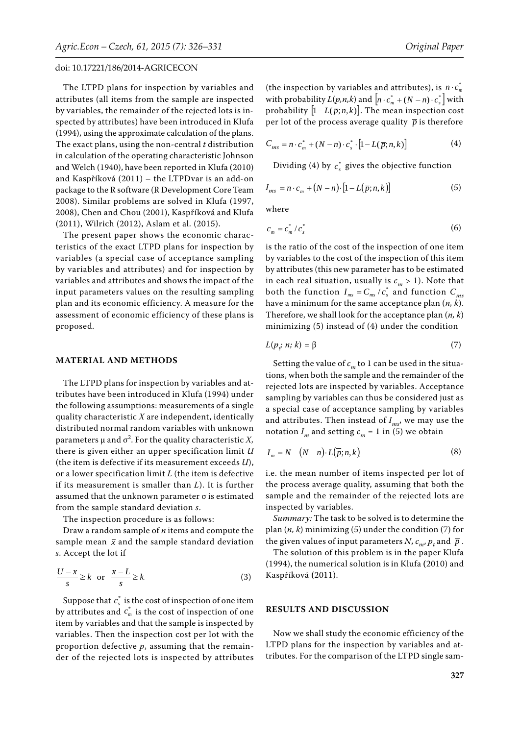The LTPD plans for inspection by variables and attributes (all items from the sample are inspected by variables, the remainder of the rejected lots is inspected by attributes) have been introduced in Klufa (1994), using the approximate calculation of the plans. The exact plans, using the non-central $t$ distribution in calculation of the operating characteristic Johnson and Welch (1940), have been reported in Klufa (2010) and Kaspříková (2011) – the LTPDvar is an add-on package to the R software (R Development Core Team 2008). Similar problems are solved in Klufa (1997, 2008), Chen and Chou (2001), Kaspříková and Klufa (2011), Wilrich (2012), Aslam et al. (2015).

The present paper shows the economic characteristics of the exact LTPD plans for inspection by variables (a special case of acceptance sampling by variables and attributes) and for inspection by variables and attributes and shows the impact of the input parameters values on the resulting sampling plan and its economic efficiency. A measure for the assessment of economic efficiency of these plans is proposed.

## MATERIAL AND METHODS

The LTPD plans for inspection by variables and attributes have been introduced in Klufa (1994) under the following assumptions: measurements of a single quality characteristic $X$ are independent, identically distributed normal random variables with unknown parameters $\mu$ and $\sigma^2$. For the quality characteristic $X$, there is given either an upper specification limit $U$ (the item is defective if its measurement exceeds $U$), or a lower specification limit $L$ (the item is defective if its measurement is smaller than $L$). It is further assumed that the unknown parameter $\sigma$ is estimated from the sample standard deviation $s$.

The inspection procedure is as follows:

Draw a random sample of $n$ items and compute the sample mean $\bar{x}$ and the sample standard deviation $s$. Accept the lot if

$$\frac{U-\bar{x}}{s} \geq k \quad \text{or} \quad \frac{\bar{x}-L}{s} \geq k \tag{3}$$

Suppose that $c_s^*$ is the cost of inspection of one item by attributes and $c_m^*$ is the cost of inspection of one item by variables and that the sample is inspected by variables. Then the inspection cost per lot with the proportion defective $p$, assuming that the remainder of the rejected lots is inspected by attributes (the inspection by variables and attributes), is $n \cdot c_m^*$ with probability $L(p,n,k)$ and $\left[n \cdot c_m^* + (N-n) \cdot c_s^*\right]$ with probability $\left[1 - L(\bar{p};n,k)\right]$. The mean inspection cost per lot of the process average quality $\bar{p}$ is therefore

$$C_{ms} = n \cdot c_m^* + (N-n) \cdot c_s^* \cdot \left[1 - L(\bar{p};n,k)\right] \tag{4}$$

Dividing (4) by $c_s^*$ gives the objective function

$$I_{ms} = n \cdot c_m + (N-n) \cdot \left[1 - L(\bar{p};n,k)\right] \tag{5}$$

where

$$c_m = c_m^* / c_s^* \tag{6}$$

is the ratio of the cost of the inspection of one item by variables to the cost of the inspection of this item by attributes (this new parameter has to be estimated in each real situation, usually is $c_m > 1$). Note that both the function $I_{ms} = C_{ms}/c_s^*$ and function $C_{ms}$ have a minimum for the same acceptance plan $(n, k)$. Therefore, we shall look for the acceptance plan $(n, k)$ minimizing (5) instead of (4) under the condition

$$L(p_t; n; k) = \beta \tag{7}$$

Setting the value of $c_m$ to 1 can be used in the situations, when both the sample and the remainder of the rejected lots are inspected by variables. Acceptance sampling by variables can thus be considered just as a special case of acceptance sampling by variables and attributes. Then instead of $I_{ms}$, we may use the notation $I_m$ and setting $c_m = 1$ in (5) we obtain

$$I_m = N - (N-n) \cdot L(\bar{p};n,k) \tag{8}$$

i.e. the mean number of items inspected per lot of the process average quality, assuming that both the sample and the remainder of the rejected lots are inspected by variables.

*Summary:* The task to be solved is to determine the plan $(n, k)$ minimizing (5) under the condition (7) for the given values of input parameters $N$, $c_m$, $p_t$ and $\bar{p}$.

The solution of this problem is in the paper Klufa (1994), the numerical solution is in Klufa (2010) and Kaspříková (2011).

## RESULTS AND DISCUSSION

Now we shall study the economic efficiency of the LTPD plans for the inspection by variables and attributes. For the comparison of the LTPD single sam-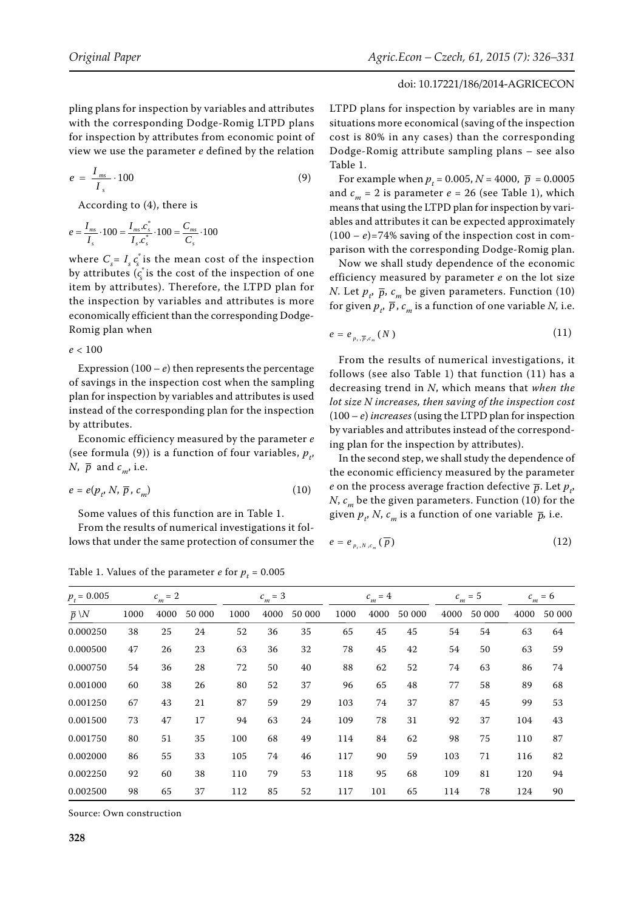pling plans for inspection by variables and attributes with the corresponding Dodge-Romig LTPD plans for inspection by attributes from economic point of view we use the parameter $e$ defined by the relation

$$e = \frac{I_{ms}}{I_s} \cdot 100 \tag{9}$$

According to (4), there is

$$e = \frac{I_{ms}}{I_s} \cdot 100 = \frac{I_{ms} \cdot c_s^*}{I_s \cdot c_s^*} \cdot 100 = \frac{C_{ms}}{C_s} \cdot 100$$

where $C_s = I_s c_s^*$ is the mean cost of the inspection by attributes ($c_s^*$ is the cost of the inspection of one item by attributes). Therefore, the LTPD plan for the inspection by variables and attributes is more economically efficient than the corresponding Dodge-Romig plan when

$e < 100$

Expression $(100 - e)$ then represents the percentage of savings in the inspection cost when the sampling plan for inspection by variables and attributes is used instead of the corresponding plan for the inspection by attributes.

Economic efficiency measured by the parameter $e$ (see formula (9)) is a function of four variables, $p_t$, $N$, $\overline{p}$ and $c_m$, i.e.

$$e = e(p_t, N, \overline{p}, c_m) \tag{10}$$

Some values of this function are in Table 1.

From the results of numerical investigations it follows that under the same protection of consumer the LTPD plans for inspection by variables are in many situations more economical (saving of the inspection cost is 80% in any cases) than the corresponding Dodge-Romig attribute sampling plans – see also Table 1.

For example when $p_t = 0.005$, $N = 4000$, $\overline{p} = 0.0005$ and $c_m = 2$ is parameter $e = 26$ (see Table 1), which means that using the LTPD plan for inspection by variables and attributes it can be expected approximately $(100 - e)$=74% saving of the inspection cost in comparison with the corresponding Dodge-Romig plan.

Now we shall study dependence of the economic efficiency measured by parameter $e$ on the lot size $N$. Let $p_t$, $\overline{p}$, $c_m$ be given parameters. Function (10) for given $p_t$, $\overline{p}$, $c_m$ is a function of one variable $N$, i.e.

$$e = e_{p_t, \overline{p}, c_m}(N) \tag{11}$$

From the results of numerical investigations, it follows (see also Table 1) that function (11) has a decreasing trend in $N$, which means that *when the lot size N increases, then saving of the inspection cost* $(100 - e)$ *increases* (using the LTPD plan for inspection by variables and attributes instead of the corresponding plan for the inspection by attributes).

In the second step, we shall study the dependence of the economic efficiency measured by the parameter $e$ on the process average fraction defective $\overline{p}$. Let $p_t$, $N$, $c_m$ be the given parameters. Function (10) for the given $p_t$, $N$, $c_m$ is a function of one variable $\overline{p}$, i.e.

$$e = e_{p_t, N, c_m}(\overline{p}) \tag{12}$$

Table 1. Values of the parameter $e$ for $p_t = 0.005$

| $p_t = 0.005$ | $c_m = 2$ | | | $c_m = 3$ | | | $c_m = 4$ | | | $c_m = 5$ | | $c_m = 6$ | |
|---|---|---|---|---|---|---|---|---|---|---|---|---|---|
| $\overline{p}$ \ $N$ | 1000 | 4000 | 50 000 | 1000 | 4000 | 50 000 | 1000 | 4000 | 50 000 | 4000 | 50 000 | 4000 | 50 000 |
| 0.000250 | 38 | 25 | 24 | 52 | 36 | 35 | 65 | 45 | 45 | 54 | 54 | 63 | 64 |
| 0.000500 | 47 | 26 | 23 | 63 | 36 | 32 | 78 | 45 | 42 | 54 | 50 | 63 | 59 |
| 0.000750 | 54 | 36 | 28 | 72 | 50 | 40 | 88 | 62 | 52 | 74 | 63 | 86 | 74 |
| 0.001000 | 60 | 38 | 26 | 80 | 52 | 37 | 96 | 65 | 48 | 77 | 58 | 89 | 68 |
| 0.001250 | 67 | 43 | 21 | 87 | 59 | 29 | 103 | 74 | 37 | 87 | 45 | 99 | 53 |
| 0.001500 | 73 | 47 | 17 | 94 | 63 | 24 | 109 | 78 | 31 | 92 | 37 | 104 | 43 |
| 0.001750 | 80 | 51 | 35 | 100 | 68 | 49 | 114 | 84 | 62 | 98 | 75 | 110 | 87 |
| 0.002000 | 86 | 55 | 33 | 105 | 74 | 46 | 117 | 90 | 59 | 103 | 71 | 116 | 82 |
| 0.002250 | 92 | 60 | 38 | 110 | 79 | 53 | 118 | 95 | 68 | 109 | 81 | 120 | 94 |
| 0.002500 | 98 | 65 | 37 | 112 | 85 | 52 | 117 | 101 | 65 | 114 | 78 | 124 | 90 |

Source: Own construction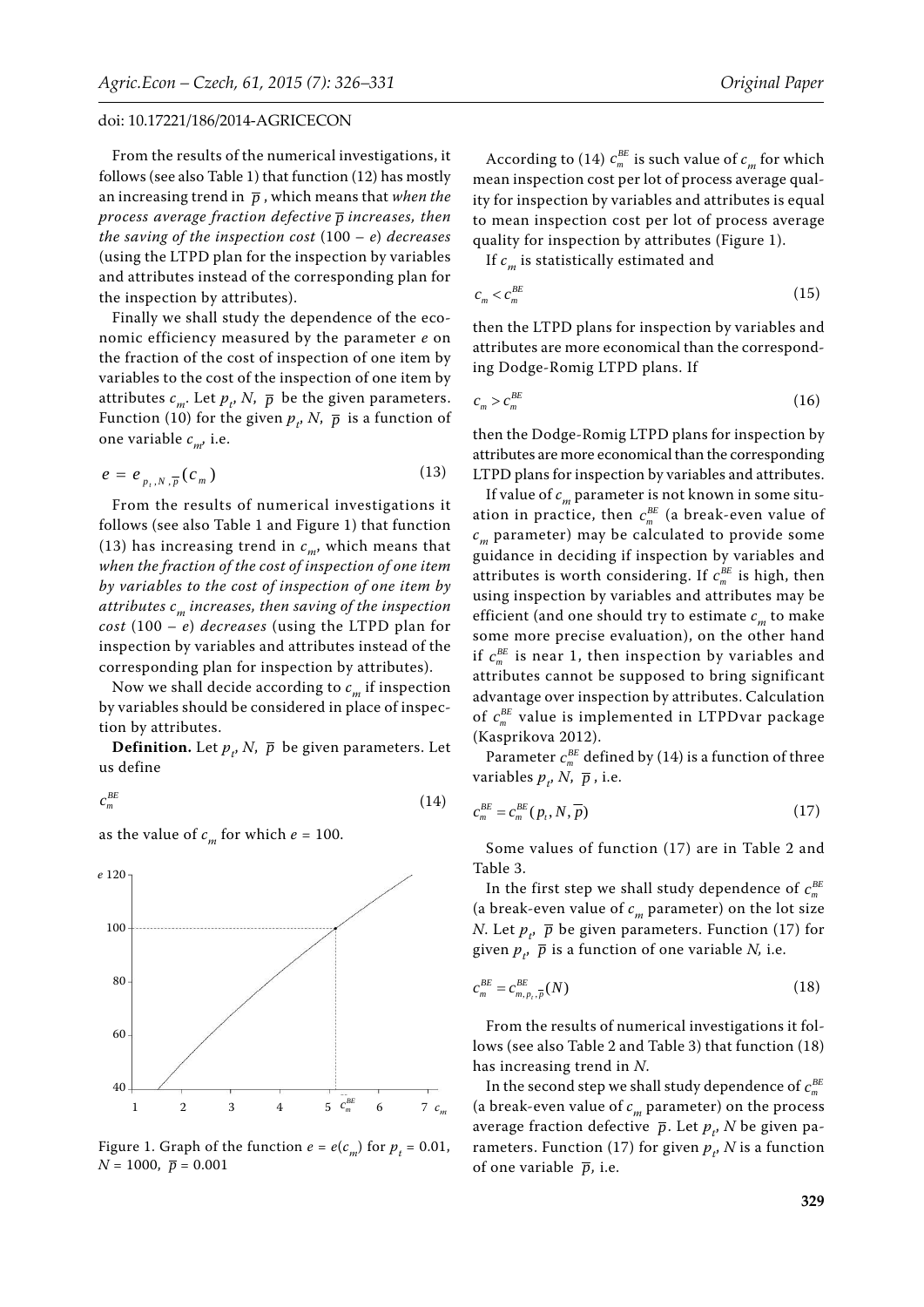From the results of the numerical investigations, it follows (see also Table 1) that function (12) has mostly an increasing trend in $\bar{p}$, which means that *when the process average fraction defective $\bar{p}$ increases, then the saving of the inspection cost* (100 – *e*) *decreases* (using the LTPD plan for the inspection by variables and attributes instead of the corresponding plan for the inspection by attributes).

Finally we shall study the dependence of the economic efficiency measured by the parameter $e$ on the fraction of the cost of inspection of one item by variables to the cost of the inspection of one item by attributes $c_m$. Let $p_t$, $N$, $\bar{p}$ be the given parameters. Function (10) for the given $p_t$, $N$, $\bar{p}$ is a function of one variable $c_m$, i.e.

$$e = e_{p_t, N, \bar{p}}(c_m) \tag{13}$$

From the results of numerical investigations it follows (see also Table 1 and Figure 1) that function (13) has increasing trend in $c_m$, which means that *when the fraction of the cost of inspection of one item by variables to the cost of inspection of one item by attributes $c_m$ increases, then saving of the inspection cost* (100 – *e*) *decreases* (using the LTPD plan for inspection by variables and attributes instead of the corresponding plan for inspection by attributes).

Now we shall decide according to $c_m$ if inspection by variables should be considered in place of inspection by attributes.

**Definition.** Let $p_t$, $N$, $\bar{p}$ be given parameters. Let us define

$$c_m^{BE} \tag{14}$$

as the value of $c_m$ for which $e = 100$.

Figure 1. Graph of the function $e = e(c_m)$ for $p_t = 0.01$, $N = 1000$, $\bar{p} = 0.001$

According to (14) $c_m^{BE}$ is such value of $c_m$ for which mean inspection cost per lot of process average quality for inspection by variables and attributes is equal to mean inspection cost per lot of process average quality for inspection by attributes (Figure 1).

If $c_m$ is statistically estimated and

$$c_m < c_m^{BE} \tag{15}$$

then the LTPD plans for inspection by variables and attributes are more economical than the corresponding Dodge-Romig LTPD plans. If

$$c_m > c_m^{BE} \tag{16}$$

then the Dodge-Romig LTPD plans for inspection by attributes are more economical than the corresponding LTPD plans for inspection by variables and attributes.

If value of $c_m$ parameter is not known in some situation in practice, then $c_m^{BE}$ (a break-even value of $c_m$ parameter) may be calculated to provide some guidance in deciding if inspection by variables and attributes is worth considering. If $c_m^{BE}$ is high, then using inspection by variables and attributes may be efficient (and one should try to estimate $c_m$ to make some more precise evaluation), on the other hand if $c_m^{BE}$ is near 1, then inspection by variables and attributes cannot be supposed to bring significant advantage over inspection by attributes. Calculation of $c_m^{BE}$ value is implemented in LTPDvar package (Kasprikova 2012).

Parameter $c_m^{BE}$ defined by (14) is a function of three variables $p_t$, $N$, $\bar{p}$, i.e.

$$c_m^{BE} = c_m^{BE}(p_t, N, \bar{p}) \tag{17}$$

Some values of function (17) are in Table 2 and Table 3.

In the first step we shall study dependence of $c_m^{BE}$ (a break-even value of $c_m$ parameter) on the lot size $N$. Let $p_t$, $\bar{p}$ be given parameters. Function (17) for given $p_t$, $\bar{p}$ is a function of one variable $N$, i.e.

$$c_m^{BE} = c_{m,p_t,\bar{p}}^{BE}(N) \tag{18}$$

From the results of numerical investigations it follows (see also Table 2 and Table 3) that function (18) has increasing trend in $N$.

In the second step we shall study dependence of $c_m^{BE}$ (a break-even value of $c_m$ parameter) on the process average fraction defective $\bar{p}$. Let $p_t$, $N$ be given parameters. Function (17) for given $p_t$, $N$ is a function of one variable $\bar{p}$, i.e.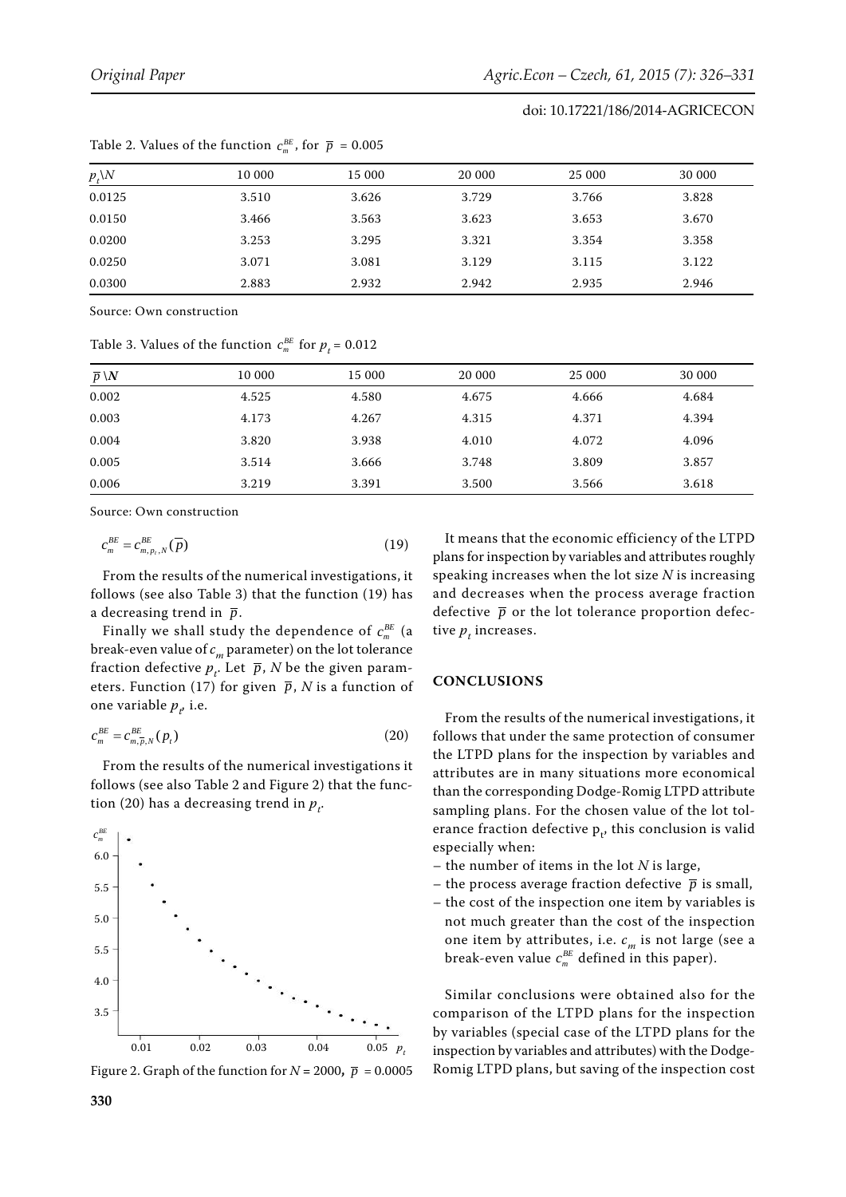Table 2. Values of the function $c_m^{BE}$, for $\bar{p} = 0.005$

| $p_t \backslash N$ | 10 000 | 15 000 | 20 000 | 25 000 | 30 000 |
|---|---|---|---|---|---|
| 0.0125 | 3.510 | 3.626 | 3.729 | 3.766 | 3.828 |
| 0.0150 | 3.466 | 3.563 | 3.623 | 3.653 | 3.670 |
| 0.0200 | 3.253 | 3.295 | 3.321 | 3.354 | 3.358 |
| 0.0250 | 3.071 | 3.081 | 3.129 | 3.115 | 3.122 |
| 0.0300 | 2.883 | 2.932 | 2.942 | 2.935 | 2.946 |

Source: Own construction

Table 3. Values of the function $c_m^{BE}$ for $p_t = 0.012$

| $\bar{p} \backslash N$ | 10 000 | 15 000 | 20 000 | 25 000 | 30 000 |
|---|---|---|---|---|---|
| 0.002 | 4.525 | 4.580 | 4.675 | 4.666 | 4.684 |
| 0.003 | 4.173 | 4.267 | 4.315 | 4.371 | 4.394 |
| 0.004 | 3.820 | 3.938 | 4.010 | 4.072 | 4.096 |
| 0.005 | 3.514 | 3.666 | 3.748 | 3.809 | 3.857 |
| 0.006 | 3.219 | 3.391 | 3.500 | 3.566 | 3.618 |

Source: Own construction

$$c_m^{BE} = c_{m,p_t,N}^{BE}(\bar{p}) \tag{19}$$

From the results of the numerical investigations, it follows (see also Table 3) that the function (19) has a decreasing trend in $\bar{p}$.

Finally we shall study the dependence of $c_m^{BE}$ (a break-even value of $c_m$ parameter) on the lot tolerance fraction defective $p_t$. Let $\bar{p}$, $N$ be the given parameters. Function (17) for given $\bar{p}$, $N$ is a function of one variable $p_t$, i.e.

$$c_m^{BE} = c_{m,\bar{p},N}^{BE}(p_t) \tag{20}$$

From the results of the numerical investigations it follows (see also Table 2 and Figure 2) that the function (20) has a decreasing trend in $p_t$.

Figure 2. Graph of the function for $N = 2000$, $\bar{p} = 0.0005$

It means that the economic efficiency of the LTPD plans for inspection by variables and attributes roughly speaking increases when the lot size $N$ is increasing and decreases when the process average fraction defective $\bar{p}$ or the lot tolerance proportion defective $p_t$ increases.

## CONCLUSIONS

From the results of the numerical investigations, it follows that under the same protection of consumer the LTPD plans for the inspection by variables and attributes are in many situations more economical than the corresponding Dodge-Romig LTPD attribute sampling plans. For the chosen value of the lot tolerance fraction defective $p_t$, this conclusion is valid especially when:

- the number of items in the lot $N$ is large,
- the process average fraction defective $\bar{p}$ is small,
- the cost of the inspection one item by variables is not much greater than the cost of the inspection one item by attributes, i.e. $c_m$ is not large (see a break-even value $c_m^{BE}$ defined in this paper).

Similar conclusions were obtained also for the comparison of the LTPD plans for the inspection by variables (special case of the LTPD plans for the inspection by variables and attributes) with the Dodge-Romig LTPD plans, but saving of the inspection cost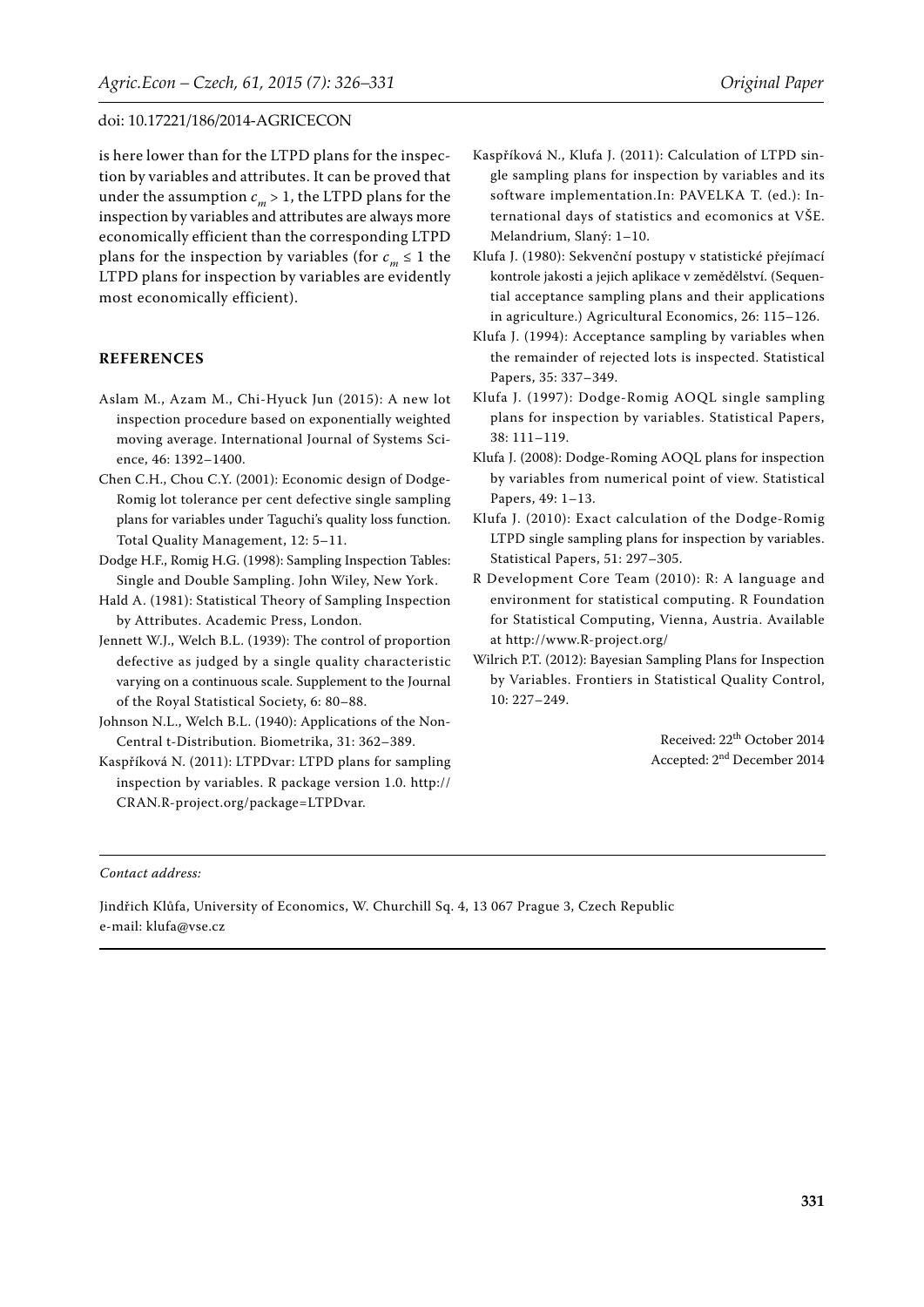is here lower than for the LTPD plans for the inspection by variables and attributes. It can be proved that under the assumption $c_m > 1$, the LTPD plans for the inspection by variables and attributes are always more economically efficient than the corresponding LTPD plans for the inspection by variables (for $c_m \leq 1$ the LTPD plans for inspection by variables are evidently most economically efficient).

## REFERENCES

Aslam M., Azam M., Chi-Hyuck Jun (2015): A new lot inspection procedure based on exponentially weighted moving average. International Journal of Systems Science, 46: 1392–1400.

Chen C.H., Chou C.Y. (2001): Economic design of Dodge-Romig lot tolerance per cent defective single sampling plans for variables under Taguchi's quality loss function. Total Quality Management, 12: 5–11.

Dodge H.F., Romig H.G. (1998): Sampling Inspection Tables: Single and Double Sampling. John Wiley, New York.

Hald A. (1981): Statistical Theory of Sampling Inspection by Attributes. Academic Press, London.

Jennett W.J., Welch B.L. (1939): The control of proportion defective as judged by a single quality characteristic varying on a continuous scale. Supplement to the Journal of the Royal Statistical Society, 6: 80–88.

Johnson N.L., Welch B.L. (1940): Applications of the Non-Central t-Distribution. Biometrika, 31: 362–389.

Kaspříková N. (2011): LTPDvar: LTPD plans for sampling inspection by variables. R package version 1.0. http://CRAN.R-project.org/package=LTPDvar.

Kaspříková N., Klufa J. (2011): Calculation of LTPD single sampling plans for inspection by variables and its software implementation.In: PAVELKA T. (ed.): International days of statistics and ecomonics at VŠE. Melandrium, Slaný: 1–10.

Klufa J. (1980): Sekvenční postupy v statistické přejímací kontrole jakosti a jejich aplikace v zemědělství. (Sequential acceptance sampling plans and their applications in agriculture.) Agricultural Economics, 26: 115–126.

Klufa J. (1994): Acceptance sampling by variables when the remainder of rejected lots is inspected. Statistical Papers, 35: 337–349.

Klufa J. (1997): Dodge-Romig AOQL single sampling plans for inspection by variables. Statistical Papers, 38: 111–119.

Klufa J. (2008): Dodge-Roming AOQL plans for inspection by variables from numerical point of view. Statistical Papers, 49: 1–13.

Klufa J. (2010): Exact calculation of the Dodge-Romig LTPD single sampling plans for inspection by variables. Statistical Papers, 51: 297–305.

R Development Core Team (2010): R: A language and environment for statistical computing. R Foundation for Statistical Computing, Vienna, Austria. Available at http://www.R-project.org/

Wilrich P.T. (2012): Bayesian Sampling Plans for Inspection by Variables. Frontiers in Statistical Quality Control, 10: 227–249.

Received: 22th October 2014
Accepted: 2nd December 2014

*Contact address:*

Jindřich Klůfa, University of Economics, W. Churchill Sq. 4, 13 067 Prague 3, Czech Republic
e-mail: klufa@vse.cz